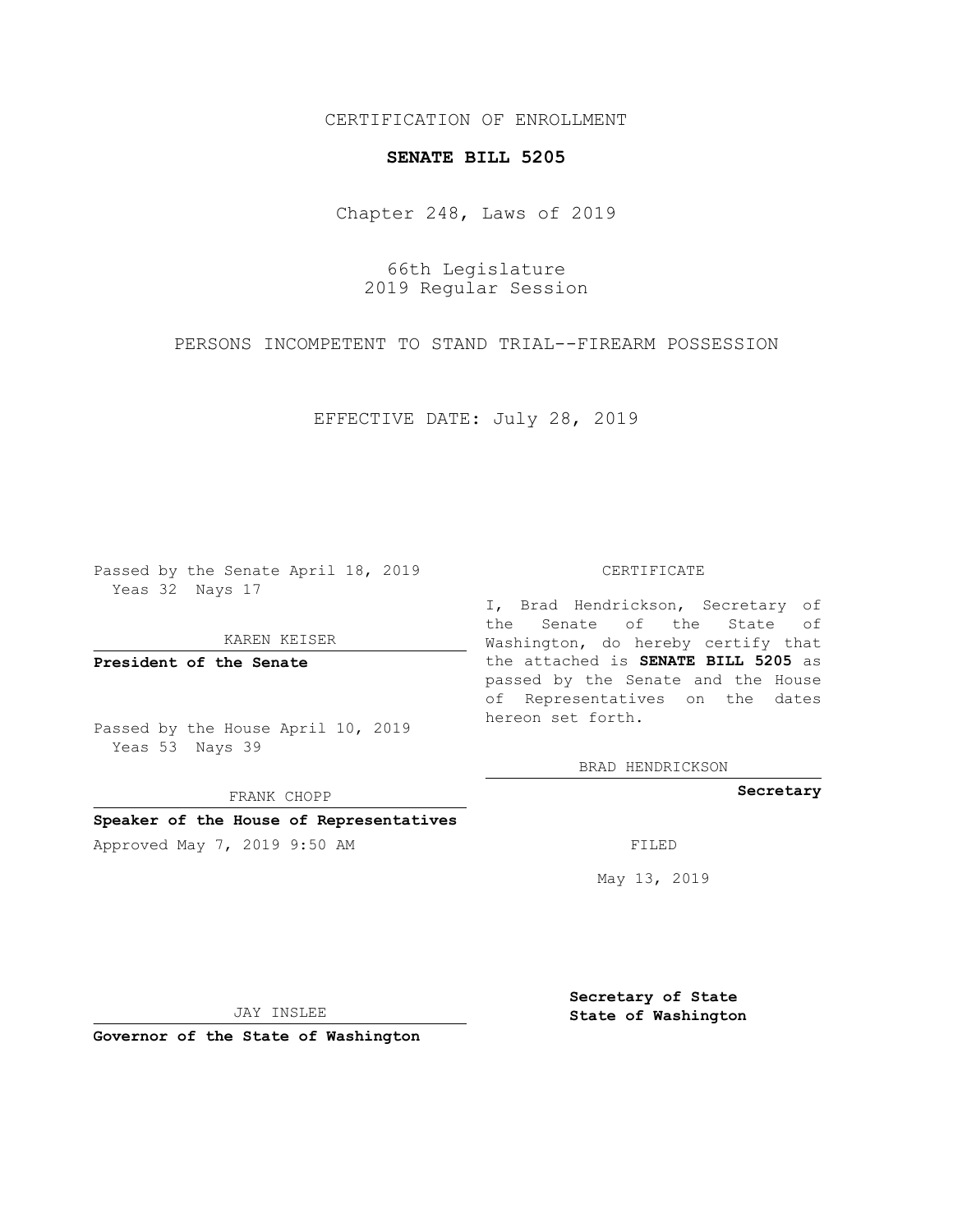CERTIFICATION OF ENROLLMENT

# SENATE BILL 5205

Chapter 248, Laws of 2019

66th Legislature
2019 Regular Session

PERSONS INCOMPETENT TO STAND TRIAL--FIREARM POSSESSION

EFFECTIVE DATE: July 28, 2019

Passed by the Senate April 18, 2019
Yeas 32 Nays 17

KAREN KEISER

**President of the Senate**

Passed by the House April 10, 2019
Yeas 53 Nays 39

FRANK CHOPP

**Speaker of the House of Representatives**

Approved May 7, 2019 9:50 AM

JAY INSLEE

**Governor of the State of Washington**

CERTIFICATE

I, Brad Hendrickson, Secretary of the Senate of the State of Washington, do hereby certify that the attached is **SENATE BILL 5205** as passed by the Senate and the House of Representatives on the dates hereon set forth.

BRAD HENDRICKSON

**Secretary**

FILED

May 13, 2019

**Secretary of State
State of Washington**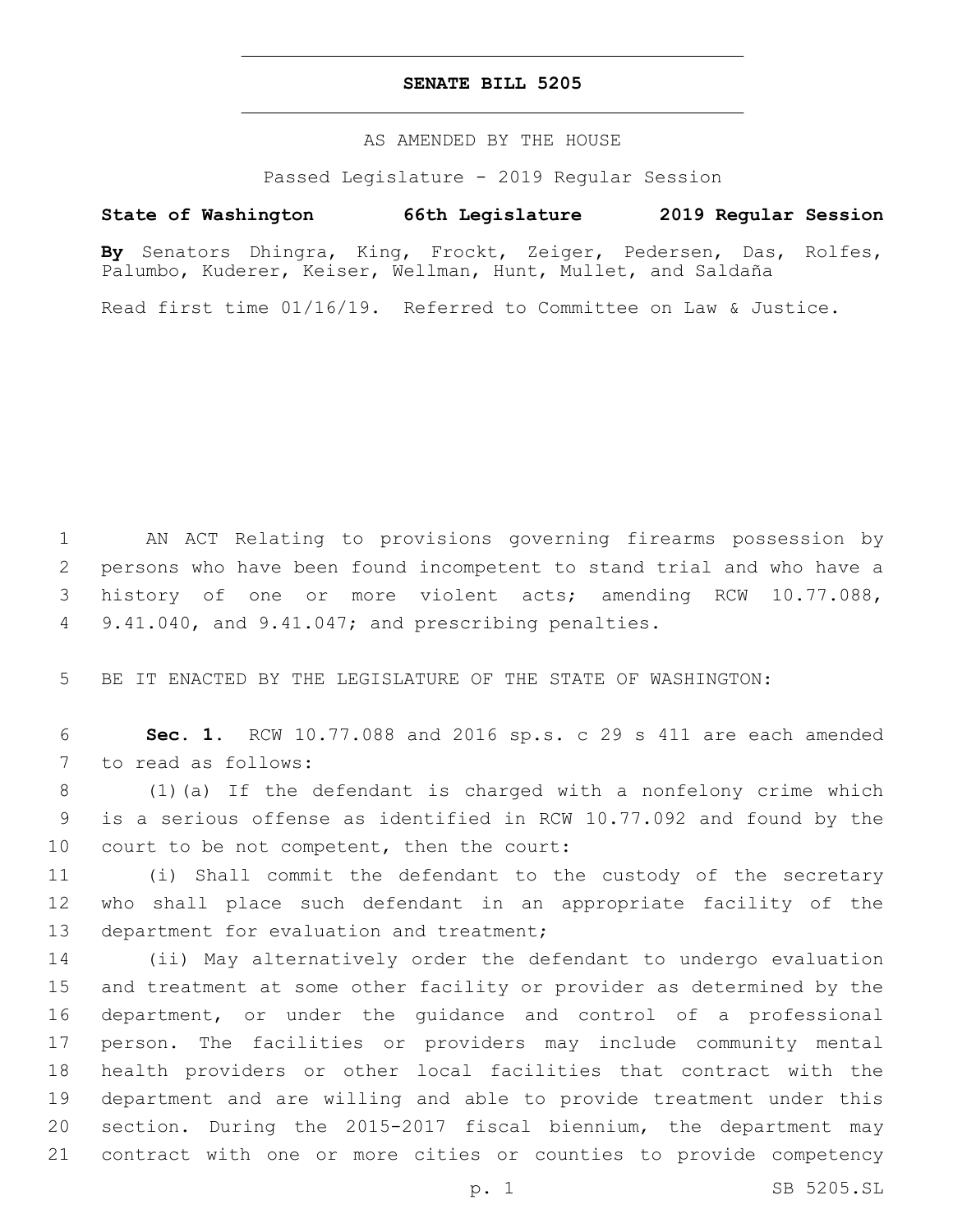# SENATE BILL 5205

AS AMENDED BY THE HOUSE

Passed Legislature - 2019 Regular Session

**State of Washington 66th Legislature 2019 Regular Session**

**By** Senators Dhingra, King, Frockt, Zeiger, Pedersen, Das, Rolfes, Palumbo, Kuderer, Keiser, Wellman, Hunt, Mullet, and Saldaña

Read first time 01/16/19. Referred to Committee on Law & Justice.

1 AN ACT Relating to provisions governing firearms possession by 2 persons who have been found incompetent to stand trial and who have a 3 history of one or more violent acts; amending RCW 10.77.088, 4 9.41.040, and 9.41.047; and prescribing penalties.

5 BE IT ENACTED BY THE LEGISLATURE OF THE STATE OF WASHINGTON:

6 **Sec. 1.** RCW 10.77.088 and 2016 sp.s. c 29 s 411 are each amended 7 to read as follows:

8 (1)(a) If the defendant is charged with a nonfelony crime which 9 is a serious offense as identified in RCW 10.77.092 and found by the 10 court to be not competent, then the court:

11 (i) Shall commit the defendant to the custody of the secretary 12 who shall place such defendant in an appropriate facility of the 13 department for evaluation and treatment;

14 (ii) May alternatively order the defendant to undergo evaluation 15 and treatment at some other facility or provider as determined by the 16 department, or under the guidance and control of a professional 17 person. The facilities or providers may include community mental 18 health providers or other local facilities that contract with the 19 department and are willing and able to provide treatment under this 20 section. During the 2015-2017 fiscal biennium, the department may 21 contract with one or more cities or counties to provide competency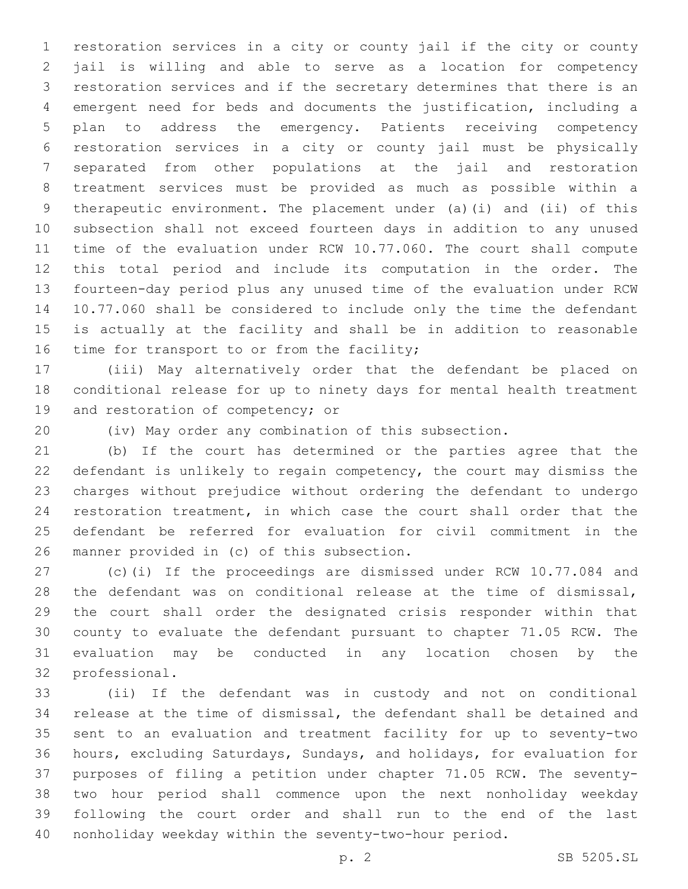restoration services in a city or county jail if the city or county jail is willing and able to serve as a location for competency restoration services and if the secretary determines that there is an emergent need for beds and documents the justification, including a plan to address the emergency. Patients receiving competency restoration services in a city or county jail must be physically separated from other populations at the jail and restoration treatment services must be provided as much as possible within a therapeutic environment. The placement under (a)(i) and (ii) of this subsection shall not exceed fourteen days in addition to any unused time of the evaluation under RCW 10.77.060. The court shall compute this total period and include its computation in the order. The fourteen-day period plus any unused time of the evaluation under RCW 10.77.060 shall be considered to include only the time the defendant is actually at the facility and shall be in addition to reasonable time for transport to or from the facility;

(iii) May alternatively order that the defendant be placed on conditional release for up to ninety days for mental health treatment and restoration of competency; or

(iv) May order any combination of this subsection.

(b) If the court has determined or the parties agree that the defendant is unlikely to regain competency, the court may dismiss the charges without prejudice without ordering the defendant to undergo restoration treatment, in which case the court shall order that the defendant be referred for evaluation for civil commitment in the manner provided in (c) of this subsection.

(c)(i) If the proceedings are dismissed under RCW 10.77.084 and the defendant was on conditional release at the time of dismissal, the court shall order the designated crisis responder within that county to evaluate the defendant pursuant to chapter 71.05 RCW. The evaluation may be conducted in any location chosen by the professional.

(ii) If the defendant was in custody and not on conditional release at the time of dismissal, the defendant shall be detained and sent to an evaluation and treatment facility for up to seventy-two hours, excluding Saturdays, Sundays, and holidays, for evaluation for purposes of filing a petition under chapter 71.05 RCW. The seventy-two hour period shall commence upon the next nonholiday weekday following the court order and shall run to the end of the last nonholiday weekday within the seventy-two-hour period.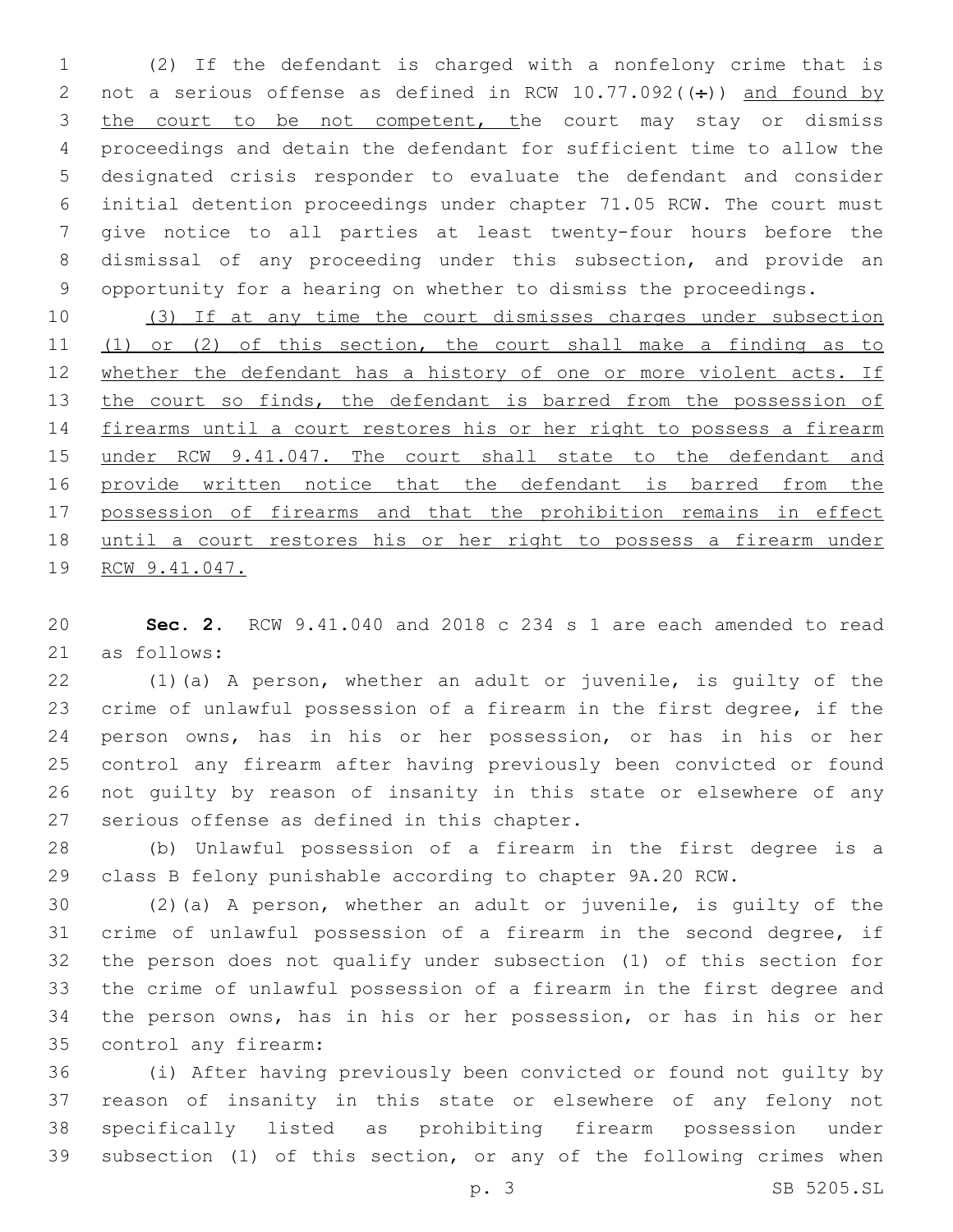(2) If the defendant is charged with a nonfelony crime that is not a serious offense as defined in RCW 10.77.092((÷)) and found by the court to be not competent, the court may stay or dismiss proceedings and detain the defendant for sufficient time to allow the designated crisis responder to evaluate the defendant and consider initial detention proceedings under chapter 71.05 RCW. The court must give notice to all parties at least twenty-four hours before the dismissal of any proceeding under this subsection, and provide an opportunity for a hearing on whether to dismiss the proceedings.

(3) If at any time the court dismisses charges under subsection (1) or (2) of this section, the court shall make a finding as to whether the defendant has a history of one or more violent acts. If the court so finds, the defendant is barred from the possession of firearms until a court restores his or her right to possess a firearm under RCW 9.41.047. The court shall state to the defendant and provide written notice that the defendant is barred from the possession of firearms and that the prohibition remains in effect until a court restores his or her right to possess a firearm under RCW 9.41.047.

**Sec. 2.** RCW 9.41.040 and 2018 c 234 s 1 are each amended to read as follows:

(1)(a) A person, whether an adult or juvenile, is guilty of the crime of unlawful possession of a firearm in the first degree, if the person owns, has in his or her possession, or has in his or her control any firearm after having previously been convicted or found not guilty by reason of insanity in this state or elsewhere of any serious offense as defined in this chapter.

(b) Unlawful possession of a firearm in the first degree is a class B felony punishable according to chapter 9A.20 RCW.

(2)(a) A person, whether an adult or juvenile, is guilty of the crime of unlawful possession of a firearm in the second degree, if the person does not qualify under subsection (1) of this section for the crime of unlawful possession of a firearm in the first degree and the person owns, has in his or her possession, or has in his or her control any firearm:

(i) After having previously been convicted or found not guilty by reason of insanity in this state or elsewhere of any felony not specifically listed as prohibiting firearm possession under subsection (1) of this section, or any of the following crimes when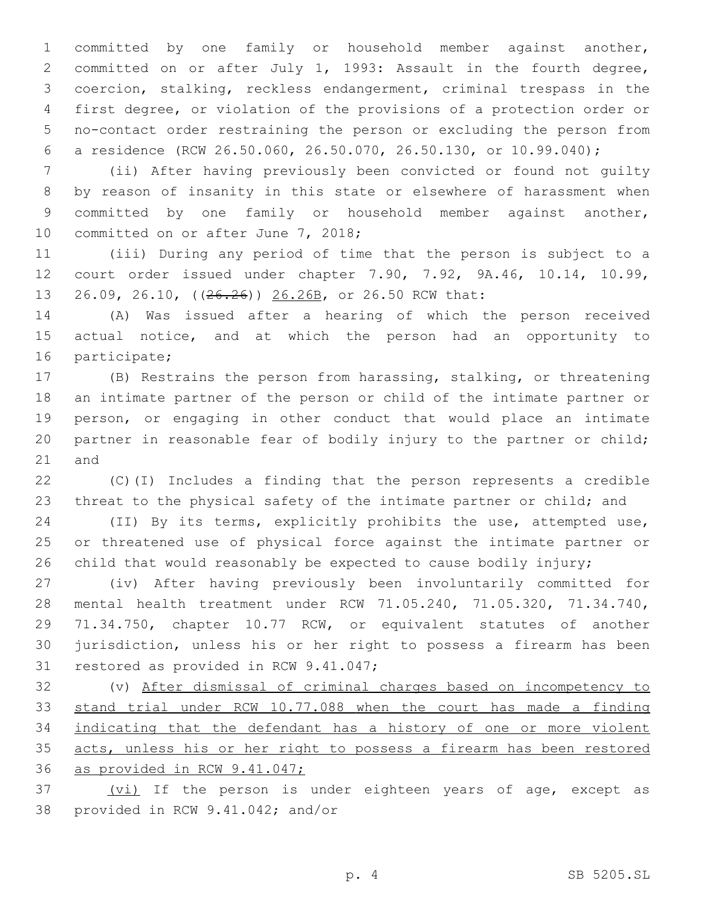committed by one family or household member against another, committed on or after July 1, 1993: Assault in the fourth degree, coercion, stalking, reckless endangerment, criminal trespass in the first degree, or violation of the provisions of a protection order or no-contact order restraining the person or excluding the person from a residence (RCW 26.50.060, 26.50.070, 26.50.130, or 10.99.040);

(ii) After having previously been convicted or found not guilty by reason of insanity in this state or elsewhere of harassment when committed by one family or household member against another, committed on or after June 7, 2018;

(iii) During any period of time that the person is subject to a court order issued under chapter 7.90, 7.92, 9A.46, 10.14, 10.99, 26.09, 26.10, ((~~26.26~~)) <u>26.26B</u>, or 26.50 RCW that:

(A) Was issued after a hearing of which the person received actual notice, and at which the person had an opportunity to participate;

(B) Restrains the person from harassing, stalking, or threatening an intimate partner of the person or child of the intimate partner or person, or engaging in other conduct that would place an intimate partner in reasonable fear of bodily injury to the partner or child; and

(C)(I) Includes a finding that the person represents a credible threat to the physical safety of the intimate partner or child; and

(II) By its terms, explicitly prohibits the use, attempted use, or threatened use of physical force against the intimate partner or child that would reasonably be expected to cause bodily injury;

(iv) After having previously been involuntarily committed for mental health treatment under RCW 71.05.240, 71.05.320, 71.34.740, 71.34.750, chapter 10.77 RCW, or equivalent statutes of another jurisdiction, unless his or her right to possess a firearm has been restored as provided in RCW 9.41.047;

(v) <u>After dismissal of criminal charges based on incompetency to stand trial under RCW 10.77.088 when the court has made a finding indicating that the defendant has a history of one or more violent acts, unless his or her right to possess a firearm has been restored as provided in RCW 9.41.047;</u>

<u>(vi)</u> If the person is under eighteen years of age, except as provided in RCW 9.41.042; and/or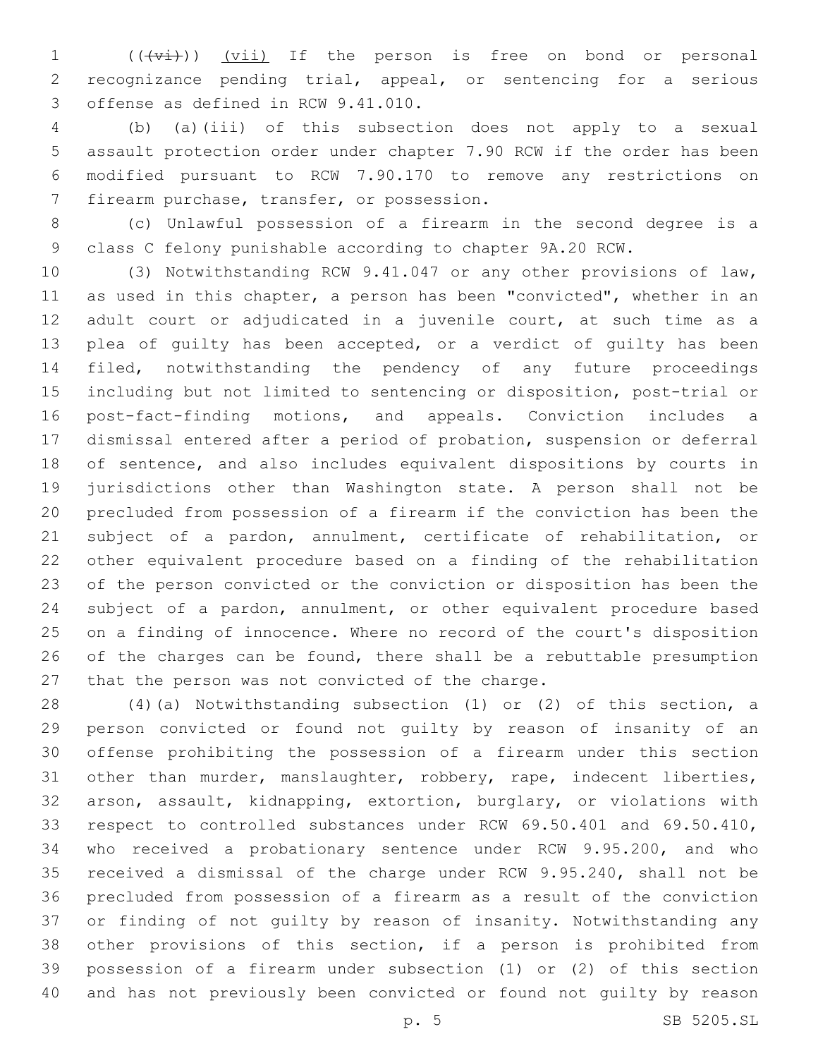(((vi))) (vii) If the person is free on bond or personal recognizance pending trial, appeal, or sentencing for a serious offense as defined in RCW 9.41.010.

(b) (a)(iii) of this subsection does not apply to a sexual assault protection order under chapter 7.90 RCW if the order has been modified pursuant to RCW 7.90.170 to remove any restrictions on firearm purchase, transfer, or possession.

(c) Unlawful possession of a firearm in the second degree is a class C felony punishable according to chapter 9A.20 RCW.

(3) Notwithstanding RCW 9.41.047 or any other provisions of law, as used in this chapter, a person has been "convicted", whether in an adult court or adjudicated in a juvenile court, at such time as a plea of guilty has been accepted, or a verdict of guilty has been filed, notwithstanding the pendency of any future proceedings including but not limited to sentencing or disposition, post-trial or post-fact-finding motions, and appeals. Conviction includes a dismissal entered after a period of probation, suspension or deferral of sentence, and also includes equivalent dispositions by courts in jurisdictions other than Washington state. A person shall not be precluded from possession of a firearm if the conviction has been the subject of a pardon, annulment, certificate of rehabilitation, or other equivalent procedure based on a finding of the rehabilitation of the person convicted or the conviction or disposition has been the subject of a pardon, annulment, or other equivalent procedure based on a finding of innocence. Where no record of the court's disposition of the charges can be found, there shall be a rebuttable presumption that the person was not convicted of the charge.

(4)(a) Notwithstanding subsection (1) or (2) of this section, a person convicted or found not guilty by reason of insanity of an offense prohibiting the possession of a firearm under this section other than murder, manslaughter, robbery, rape, indecent liberties, arson, assault, kidnapping, extortion, burglary, or violations with respect to controlled substances under RCW 69.50.401 and 69.50.410, who received a probationary sentence under RCW 9.95.200, and who received a dismissal of the charge under RCW 9.95.240, shall not be precluded from possession of a firearm as a result of the conviction or finding of not guilty by reason of insanity. Notwithstanding any other provisions of this section, if a person is prohibited from possession of a firearm under subsection (1) or (2) of this section and has not previously been convicted or found not guilty by reason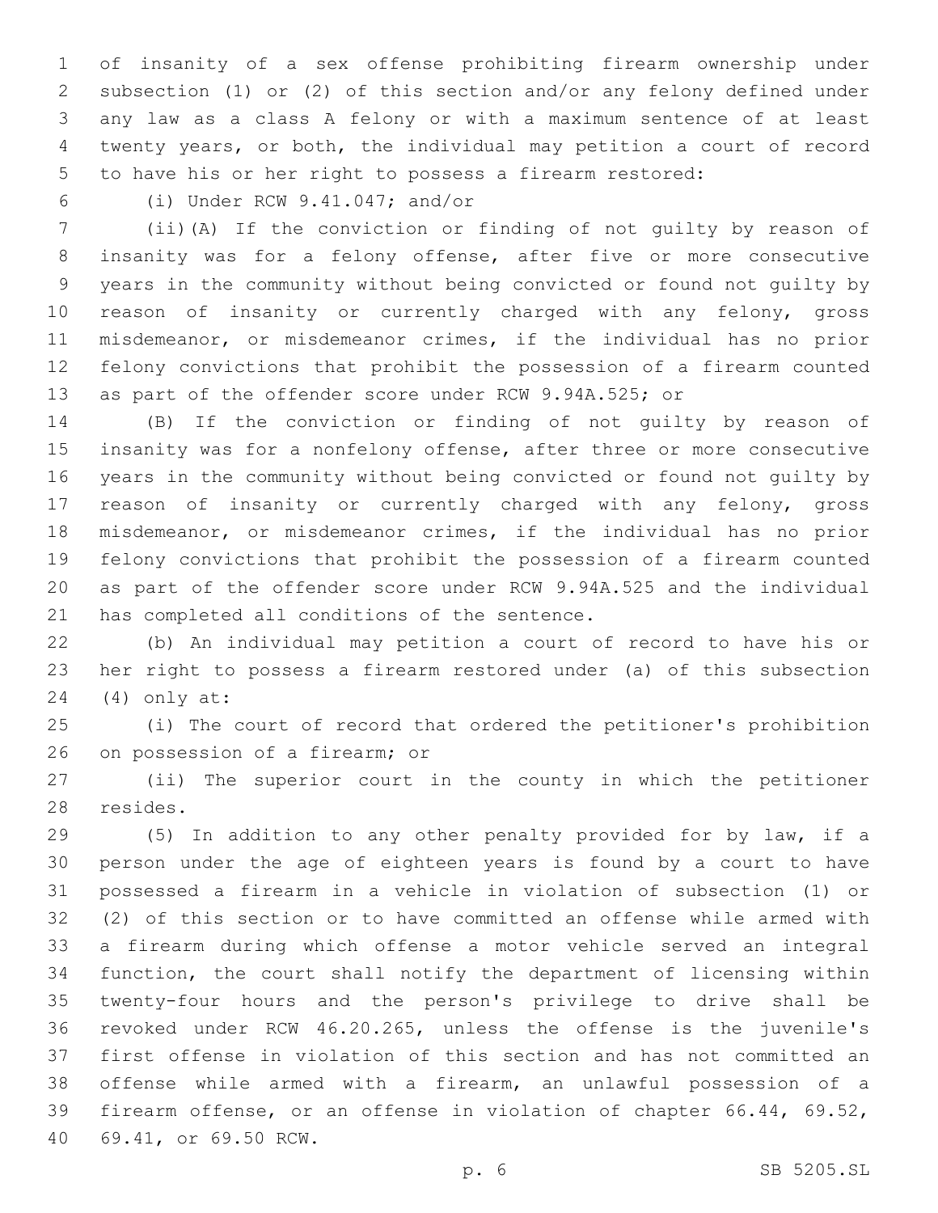of insanity of a sex offense prohibiting firearm ownership under subsection (1) or (2) of this section and/or any felony defined under any law as a class A felony or with a maximum sentence of at least twenty years, or both, the individual may petition a court of record to have his or her right to possess a firearm restored:

(i) Under RCW 9.41.047; and/or

(ii)(A) If the conviction or finding of not guilty by reason of insanity was for a felony offense, after five or more consecutive years in the community without being convicted or found not guilty by reason of insanity or currently charged with any felony, gross misdemeanor, or misdemeanor crimes, if the individual has no prior felony convictions that prohibit the possession of a firearm counted as part of the offender score under RCW 9.94A.525; or

(B) If the conviction or finding of not guilty by reason of insanity was for a nonfelony offense, after three or more consecutive years in the community without being convicted or found not guilty by reason of insanity or currently charged with any felony, gross misdemeanor, or misdemeanor crimes, if the individual has no prior felony convictions that prohibit the possession of a firearm counted as part of the offender score under RCW 9.94A.525 and the individual has completed all conditions of the sentence.

(b) An individual may petition a court of record to have his or her right to possess a firearm restored under (a) of this subsection (4) only at:

(i) The court of record that ordered the petitioner's prohibition on possession of a firearm; or

(ii) The superior court in the county in which the petitioner resides.

(5) In addition to any other penalty provided for by law, if a person under the age of eighteen years is found by a court to have possessed a firearm in a vehicle in violation of subsection (1) or (2) of this section or to have committed an offense while armed with a firearm during which offense a motor vehicle served an integral function, the court shall notify the department of licensing within twenty-four hours and the person's privilege to drive shall be revoked under RCW 46.20.265, unless the offense is the juvenile's first offense in violation of this section and has not committed an offense while armed with a firearm, an unlawful possession of a firearm offense, or an offense in violation of chapter 66.44, 69.52, 69.41, or 69.50 RCW.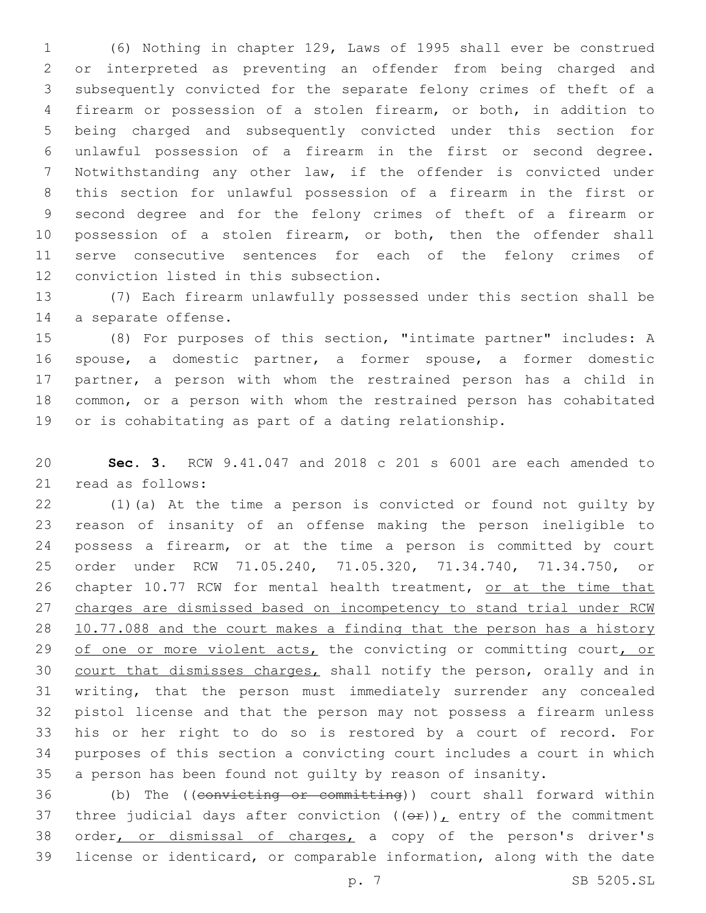(6) Nothing in chapter 129, Laws of 1995 shall ever be construed or interpreted as preventing an offender from being charged and subsequently convicted for the separate felony crimes of theft of a firearm or possession of a stolen firearm, or both, in addition to being charged and subsequently convicted under this section for unlawful possession of a firearm in the first or second degree. Notwithstanding any other law, if the offender is convicted under this section for unlawful possession of a firearm in the first or second degree and for the felony crimes of theft of a firearm or possession of a stolen firearm, or both, then the offender shall serve consecutive sentences for each of the felony crimes of conviction listed in this subsection.

(7) Each firearm unlawfully possessed under this section shall be a separate offense.

(8) For purposes of this section, "intimate partner" includes: A spouse, a domestic partner, a former spouse, a former domestic partner, a person with whom the restrained person has a child in common, or a person with whom the restrained person has cohabitated or is cohabitating as part of a dating relationship.

**Sec. 3.** RCW 9.41.047 and 2018 c 201 s 6001 are each amended to read as follows:

(1)(a) At the time a person is convicted or found not guilty by reason of insanity of an offense making the person ineligible to possess a firearm, or at the time a person is committed by court order under RCW 71.05.240, 71.05.320, 71.34.740, 71.34.750, or chapter 10.77 RCW for mental health treatment, or at the time that charges are dismissed based on incompetency to stand trial under RCW 10.77.088 and the court makes a finding that the person has a history of one or more violent acts, the convicting or committing court, or court that dismisses charges, shall notify the person, orally and in writing, that the person must immediately surrender any concealed pistol license and that the person may not possess a firearm unless his or her right to do so is restored by a court of record. For purposes of this section a convicting court includes a court in which a person has been found not guilty by reason of insanity.

(b) The ((~~convicting or committing~~)) court shall forward within three judicial days after conviction ((~~or~~)), entry of the commitment order, or dismissal of charges, a copy of the person's driver's license or identicard, or comparable information, along with the date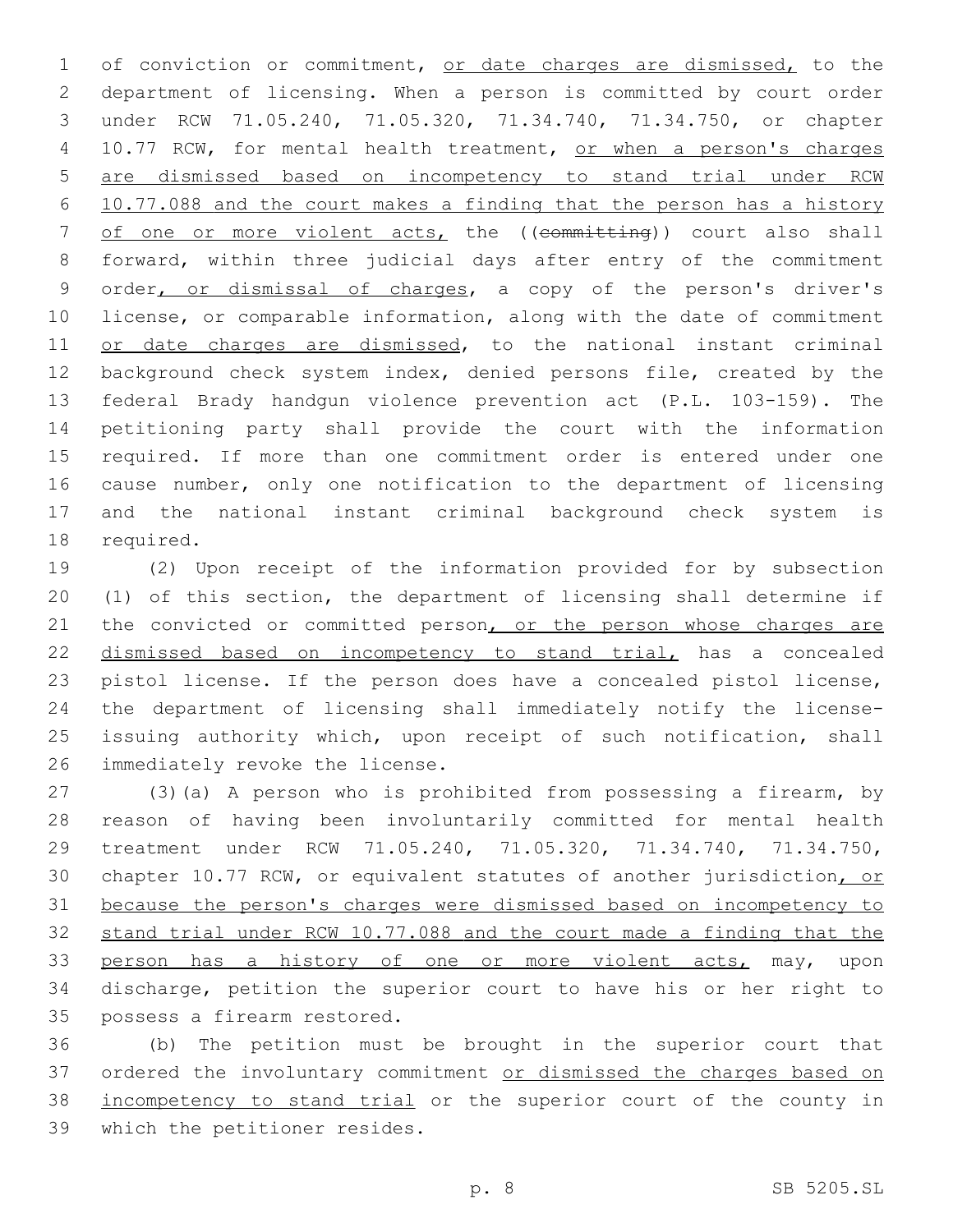of conviction or commitment, or date charges are dismissed, to the department of licensing. When a person is committed by court order under RCW 71.05.240, 71.05.320, 71.34.740, 71.34.750, or chapter 10.77 RCW, for mental health treatment, or when a person's charges are dismissed based on incompetency to stand trial under RCW 10.77.088 and the court makes a finding that the person has a history of one or more violent acts, the ((~~committing~~)) court also shall forward, within three judicial days after entry of the commitment order, or dismissal of charges, a copy of the person's driver's license, or comparable information, along with the date of commitment or date charges are dismissed, to the national instant criminal background check system index, denied persons file, created by the federal Brady handgun violence prevention act (P.L. 103-159). The petitioning party shall provide the court with the information required. If more than one commitment order is entered under one cause number, only one notification to the department of licensing and the national instant criminal background check system is required.

(2) Upon receipt of the information provided for by subsection (1) of this section, the department of licensing shall determine if the convicted or committed person, or the person whose charges are dismissed based on incompetency to stand trial, has a concealed pistol license. If the person does have a concealed pistol license, the department of licensing shall immediately notify the license-issuing authority which, upon receipt of such notification, shall immediately revoke the license.

(3)(a) A person who is prohibited from possessing a firearm, by reason of having been involuntarily committed for mental health treatment under RCW 71.05.240, 71.05.320, 71.34.740, 71.34.750, chapter 10.77 RCW, or equivalent statutes of another jurisdiction, or because the person's charges were dismissed based on incompetency to stand trial under RCW 10.77.088 and the court made a finding that the person has a history of one or more violent acts, may, upon discharge, petition the superior court to have his or her right to possess a firearm restored.

(b) The petition must be brought in the superior court that ordered the involuntary commitment or dismissed the charges based on incompetency to stand trial or the superior court of the county in which the petitioner resides.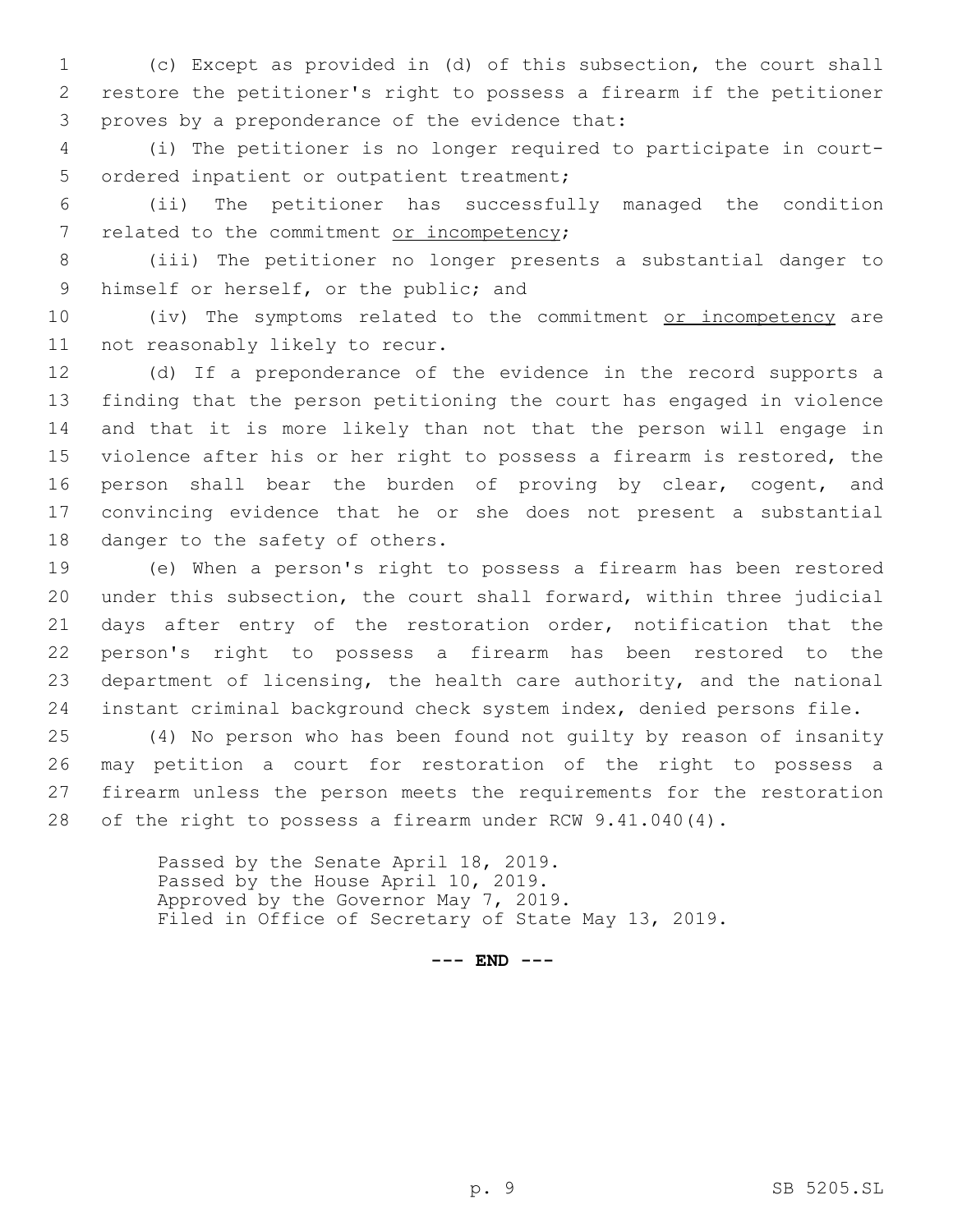(c) Except as provided in (d) of this subsection, the court shall restore the petitioner's right to possess a firearm if the petitioner proves by a preponderance of the evidence that:

(i) The petitioner is no longer required to participate in court-ordered inpatient or outpatient treatment;

(ii) The petitioner has successfully managed the condition related to the commitment <u>or incompetency</u>;

(iii) The petitioner no longer presents a substantial danger to himself or herself, or the public; and

(iv) The symptoms related to the commitment <u>or incompetency</u> are not reasonably likely to recur.

(d) If a preponderance of the evidence in the record supports a finding that the person petitioning the court has engaged in violence and that it is more likely than not that the person will engage in violence after his or her right to possess a firearm is restored, the person shall bear the burden of proving by clear, cogent, and convincing evidence that he or she does not present a substantial danger to the safety of others.

(e) When a person's right to possess a firearm has been restored under this subsection, the court shall forward, within three judicial days after entry of the restoration order, notification that the person's right to possess a firearm has been restored to the department of licensing, the health care authority, and the national instant criminal background check system index, denied persons file.

(4) No person who has been found not guilty by reason of insanity may petition a court for restoration of the right to possess a firearm unless the person meets the requirements for the restoration of the right to possess a firearm under RCW 9.41.040(4).

Passed by the Senate April 18, 2019.
Passed by the House April 10, 2019.
Approved by the Governor May 7, 2019.
Filed in Office of Secretary of State May 13, 2019.

**--- END ---**